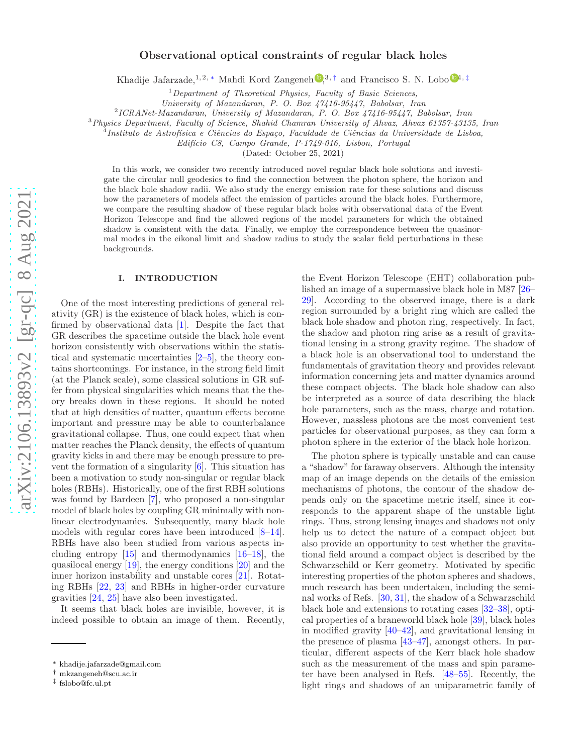# Observational optical constraints of regular black holes

Khadije Jafarzade,[1,2,*] Mahdi Kord Zangeneh,[3,†] and Francisco S. N. Lobo[4,‡]

[1] *Department of Theoretical Physics, Faculty of Basic Sciences, University of Mazandaran, P. O. Box 47416-95447, Babolsar, Iran*
[2] *ICRANet-Mazandaran, University of Mazandaran, P. O. Box 47416-95447, Babolsar, Iran*
[3] *Physics Department, Faculty of Science, Shahid Chamran University of Ahvaz, Ahvaz 61357-43135, Iran*
[4] *Instituto de Astrofísica e Ciências do Espaço, Faculdade de Ciências da Universidade de Lisboa, Edifício C8, Campo Grande, P-1749-016, Lisbon, Portugal*

(Dated: October 25, 2021)

In this work, we consider two recently introduced novel regular black hole solutions and investigate the circular null geodesics to find the connection between the photon sphere, the horizon and the black hole shadow radii. We also study the energy emission rate for these solutions and discuss how the parameters of models affect the emission of particles around the black holes. Furthermore, we compare the resulting shadow of these regular black holes with observational data of the Event Horizon Telescope and find the allowed regions of the model parameters for which the obtained shadow is consistent with the data. Finally, we employ the correspondence between the quasinormal modes in the eikonal limit and shadow radius to study the scalar field perturbations in these backgrounds.

## I. INTRODUCTION

One of the most interesting predictions of general relativity (GR) is the existence of black holes, which is confirmed by observational data [1]. Despite the fact that GR describes the spacetime outside the black hole event horizon consistently with observations within the statistical and systematic uncertainties [2–5], the theory contains shortcomings. For instance, in the strong field limit (at the Planck scale), some classical solutions in GR suffer from physical singularities which means that the theory breaks down in these regions. It should be noted that at high densities of matter, quantum effects become important and pressure may be able to counterbalance gravitational collapse. Thus, one could expect that when matter reaches the Planck density, the effects of quantum gravity kicks in and there may be enough pressure to prevent the formation of a singularity [6]. This situation has been a motivation to study non-singular or regular black holes (RBHs). Historically, one of the first RBH solutions was found by Bardeen [7], who proposed a non-singular model of black holes by coupling GR minimally with nonlinear electrodynamics. Subsequently, many black hole models with regular cores have been introduced [8–14]. RBHs have also been studied from various aspects including entropy [15] and thermodynamics [16–18], the quasilocal energy [19], the energy conditions [20] and the inner horizon instability and unstable cores [21]. Rotating RBHs [22, 23] and RBHs in higher-order curvature gravities [24, 25] have also been investigated.

It seems that black holes are invisible, however, it is indeed possible to obtain an image of them. Recently, the Event Horizon Telescope (EHT) collaboration published an image of a supermassive black hole in M87 [26–29]. According to the observed image, there is a dark region surrounded by a bright ring which are called the black hole shadow and photon ring, respectively. In fact, the shadow and photon ring arise as a result of gravitational lensing in a strong gravity regime. The shadow of a black hole is an observational tool to understand the fundamentals of gravitation theory and provides relevant information concerning jets and matter dynamics around these compact objects. The black hole shadow can also be interpreted as a source of data describing the black hole parameters, such as the mass, charge and rotation. However, massless photons are the most convenient test particles for observational purposes, as they can form a photon sphere in the exterior of the black hole horizon.

The photon sphere is typically unstable and can cause a "shadow" for faraway observers. Although the intensity map of an image depends on the details of the emission mechanisms of photons, the contour of the shadow depends only on the spacetime metric itself, since it corresponds to the apparent shape of the unstable light rings. Thus, strong lensing images and shadows not only help us to detect the nature of a compact object but also provide an opportunity to test whether the gravitational field around a compact object is described by the Schwarzschild or Kerr geometry. Motivated by specific interesting properties of the photon spheres and shadows, much research has been undertaken, including the seminal works of Refs. [30, 31], the shadow of a Schwarzschild black hole and extensions to rotating cases [32–38], optical properties of a braneworld black hole [39], black holes in modified gravity [40–42], and gravitational lensing in the presence of plasma [43–47], amongst others. In particular, different aspects of the Kerr black hole shadow such as the measurement of the mass and spin parameter have been analysed in Refs. [48–55]. Recently, the light rings and shadows of an uniparametric family of

---

* khadije.jafarzade@gmail.com
† mkzangeneh@scu.ac.ir
‡ fslobo@fc.ul.pt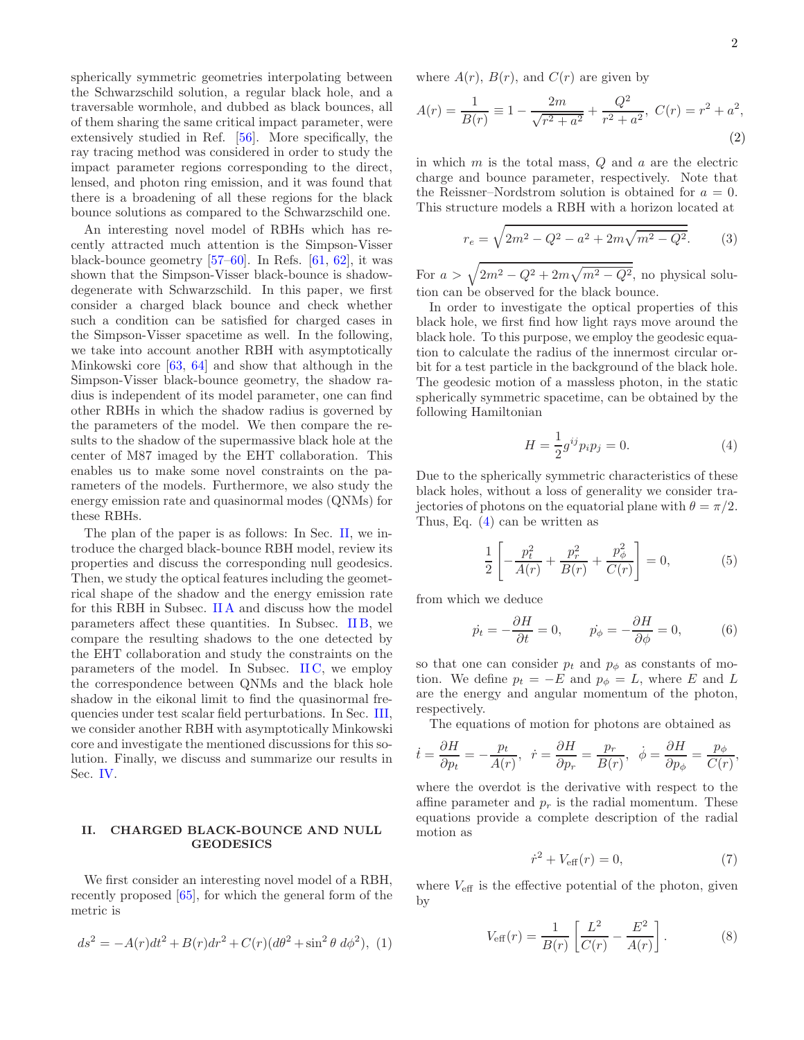spherically symmetric geometries interpolating between the Schwarzschild solution, a regular black hole, and a traversable wormhole, and dubbed as black bounces, all of them sharing the same critical impact parameter, were extensively studied in Ref. [56]. More specifically, the ray tracing method was considered in order to study the impact parameter regions corresponding to the direct, lensed, and photon ring emission, and it was found that there is a broadening of all these regions for the black bounce solutions as compared to the Schwarzschild one.

An interesting novel model of RBHs which has recently attracted much attention is the Simpson-Visser black-bounce geometry [57–60]. In Refs. [61, 62], it was shown that the Simpson-Visser black-bounce is shadow-degenerate with Schwarzschild. In this paper, we first consider a charged black bounce and check whether such a condition can be satisfied for charged cases in the Simpson-Visser spacetime as well. In the following, we take into account another RBH with asymptotically Minkowski core [63, 64] and show that although in the Simpson-Visser black-bounce geometry, the shadow radius is independent of its model parameter, one can find other RBHs in which the shadow radius is governed by the parameters of the model. We then compare the results to the shadow of the supermassive black hole at the center of M87 imaged by the EHT collaboration. This enables us to make some novel constraints on the parameters of the models. Furthermore, we also study the energy emission rate and quasinormal modes (QNMs) for these RBHs.

The plan of the paper is as follows: In Sec. II, we introduce the charged black-bounce RBH model, review its properties and discuss the corresponding null geodesics. Then, we study the optical features including the geometrical shape of the shadow and the energy emission rate for this RBH in Subsec. II A and discuss how the model parameters affect these quantities. In Subsec. II B, we compare the resulting shadows to the one detected by the EHT collaboration and study the constraints on the parameters of the model. In Subsec. II C, we employ the correspondence between QNMs and the black hole shadow in the eikonal limit to find the quasinormal frequencies under test scalar field perturbations. In Sec. III, we consider another RBH with asymptotically Minkowski core and investigate the mentioned discussions for this solution. Finally, we discuss and summarize our results in Sec. IV.

## II. CHARGED BLACK-BOUNCE AND NULL GEODESICS

We first consider an interesting novel model of a RBH, recently proposed [65], for which the general form of the metric is

$$ds^2 = -A(r)dt^2 + B(r)dr^2 + C(r)(d\theta^2 + \sin^2\theta\, d\phi^2), \quad (1)$$

where $A(r)$, $B(r)$, and $C(r)$ are given by

$$A(r) = \frac{1}{B(r)} \equiv 1 - \frac{2m}{\sqrt{r^2+a^2}} + \frac{Q^2}{r^2+a^2}, \; C(r) = r^2 + a^2, \quad (2)$$

in which $m$ is the total mass, $Q$ and $a$ are the electric charge and bounce parameter, respectively. Note that the Reissner–Nordstrom solution is obtained for $a = 0$. This structure models a RBH with a horizon located at

$$r_e = \sqrt{2m^2 - Q^2 - a^2 + 2m\sqrt{m^2 - Q^2}}. \quad (3)$$

For $a > \sqrt{2m^2 - Q^2 + 2m\sqrt{m^2 - Q^2}}$, no physical solution can be observed for the black bounce.

In order to investigate the optical properties of this black hole, we first find how light rays move around the black hole. To this purpose, we employ the geodesic equation to calculate the radius of the innermost circular orbit for a test particle in the background of the black hole. The geodesic motion of a massless photon, in the static spherically symmetric spacetime, can be obtained by the following Hamiltonian

$$H = \frac{1}{2} g^{ij} p_i p_j = 0. \quad (4)$$

Due to the spherically symmetric characteristics of these black holes, without a loss of generality we consider trajectories of photons on the equatorial plane with $\theta = \pi/2$. Thus, Eq. (4) can be written as

$$\frac{1}{2}\left[-\frac{p_t^2}{A(r)} + \frac{p_r^2}{B(r)} + \frac{p_\phi^2}{C(r)}\right] = 0, \quad (5)$$

from which we deduce

$$\dot{p_t} = -\frac{\partial H}{\partial t} = 0, \qquad \dot{p_\phi} = -\frac{\partial H}{\partial \phi} = 0, \quad (6)$$

so that one can consider $p_t$ and $p_\phi$ as constants of motion. We define $p_t = -E$ and $p_\phi = L$, where $E$ and $L$ are the energy and angular momentum of the photon, respectively.

The equations of motion for photons are obtained as

$$\dot{t} = \frac{\partial H}{\partial p_t} = -\frac{p_t}{A(r)}, \;\; \dot{r} = \frac{\partial H}{\partial p_r} = \frac{p_r}{B(r)}, \;\; \dot{\phi} = \frac{\partial H}{\partial p_\phi} = \frac{p_\phi}{C(r)},$$

where the overdot is the derivative with respect to the affine parameter and $p_r$ is the radial momentum. These equations provide a complete description of the radial motion as

$$\dot{r}^2 + V_{\rm eff}(r) = 0, \quad (7)$$

where $V_{\rm eff}$ is the effective potential of the photon, given by

$$V_{\rm eff}(r) = \frac{1}{B(r)}\left[\frac{L^2}{C(r)} - \frac{E^2}{A(r)}\right]. \quad (8)$$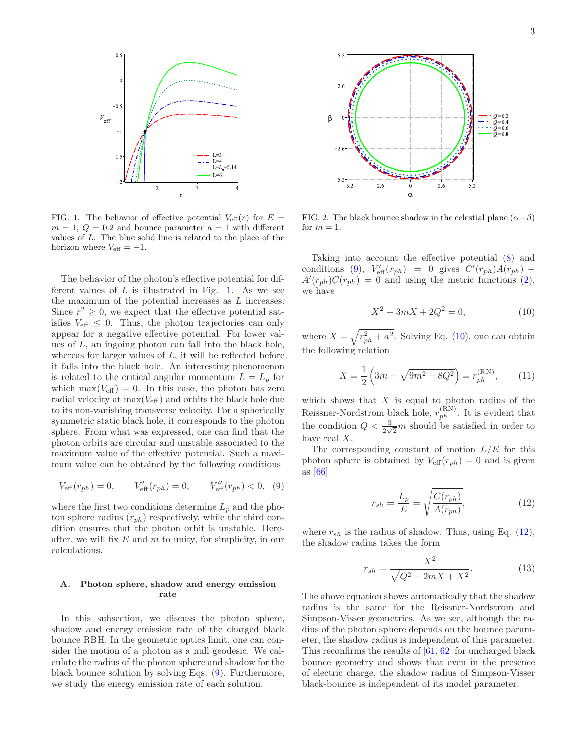FIG. 1. The behavior of effective potential $V_{\rm eff}(r)$ for $E = m = 1$, $Q = 0.2$ and bounce parameter $a = 1$ with different values of $L$. The blue solid line is related to the place of the horizon where $V_{\rm eff} = -1$.

FIG. 2. The black bounce shadow in the celestial plane ($\alpha-\beta$) for $m = 1$.

The behavior of the photon's effective potential for different values of $L$ is illustrated in Fig. 1. As we see the maximum of the potential increases as $L$ increases. Since $\dot{r}^2 \geq 0$, we expect that the effective potential satisfies $V_{\rm eff} \leq 0$. Thus, the photon trajectories can only appear for a negative effective potential. For lower values of $L$, an ingoing photon can fall into the black hole, whereas for larger values of $L$, it will be reflected before it falls into the black hole. An interesting phenomenon is related to the critical angular momentum $L = L_p$ for which $\max(V_{\rm eff}) = 0$. In this case, the photon has zero radial velocity at $\max(V_{\rm eff})$ and orbits the black hole due to its non-vanishing transverse velocity. For a spherically symmetric static black hole, it corresponds to the photon sphere. From what was expressed, one can find that the photon orbits are circular and unstable associated to the maximum value of the effective potential. Such a maximum value can be obtained by the following conditions

$$V_{\rm eff}(r_{ph}) = 0, \qquad V'_{\rm eff}(r_{ph}) = 0, \qquad V''_{\rm eff}(r_{ph}) < 0, \quad (9)$$

where the first two conditions determine $L_p$ and the photon sphere radius ($r_{ph}$) respectively, while the third condition ensures that the photon orbit is unstable. Hereafter, we will fix $E$ and $m$ to unity, for simplicity, in our calculations.

### A. Photon sphere, shadow and energy emission rate

In this subsection, we discuss the photon sphere, shadow and energy emission rate of the charged black bounce RBH. In the geometric optics limit, one can consider the motion of a photon as a null geodesic. We calculate the radius of the photon sphere and shadow for the black bounce solution by solving Eqs. (9). Furthermore, we study the energy emission rate of each solution.

Taking into account the effective potential (8) and conditions (9), $V'_{\rm eff}(r_{ph}) = 0$ gives $C'(r_{ph})A(r_{ph}) - A'(r_{ph})C(r_{ph}) = 0$ and using the metric functions (2), we have

$$X^2 - 3mX + 2Q^2 = 0, \quad (10)$$

where $X = \sqrt{r_{ph}^2 + a^2}$. Solving Eq. (10), one can obtain the following relation

$$X = \frac{1}{2}\left(3m + \sqrt{9m^2 - 8Q^2}\right) = r_{ph}^{(\rm RN)}, \quad (11)$$

which shows that $X$ is equal to photon radius of the Reissner-Nordstrom black hole, $r_{ph}^{(\rm RN)}$. It is evident that the condition $Q < \frac{3}{2\sqrt{2}}m$ should be satisfied in order to have real $X$.

The corresponding constant of motion $L/E$ for this photon sphere is obtained by $V_{\rm eff}(r_{ph}) = 0$ and is given as [66]

$$r_{sh} = \frac{L_p}{E} = \sqrt{\frac{C(r_{ph})}{A(r_{ph})}}, \quad (12)$$

where $r_{sh}$ is the radius of shadow. Thus, using Eq. (12), the shadow radius takes the form

$$r_{sh} = \frac{X^2}{\sqrt{Q^2 - 2mX + X^2}}. \quad (13)$$

The above equation shows automatically that the shadow radius is the same for the Reissner-Nordstrom and Simpson-Visser geometries. As we see, although the radius of the photon sphere depends on the bounce parameter, the shadow radius is independent of this parameter. This reconfirms the results of [61, 62] for uncharged black bounce geometry and shows that even in the presence of electric charge, the shadow radius of Simpson-Visser black-bounce is independent of its model parameter.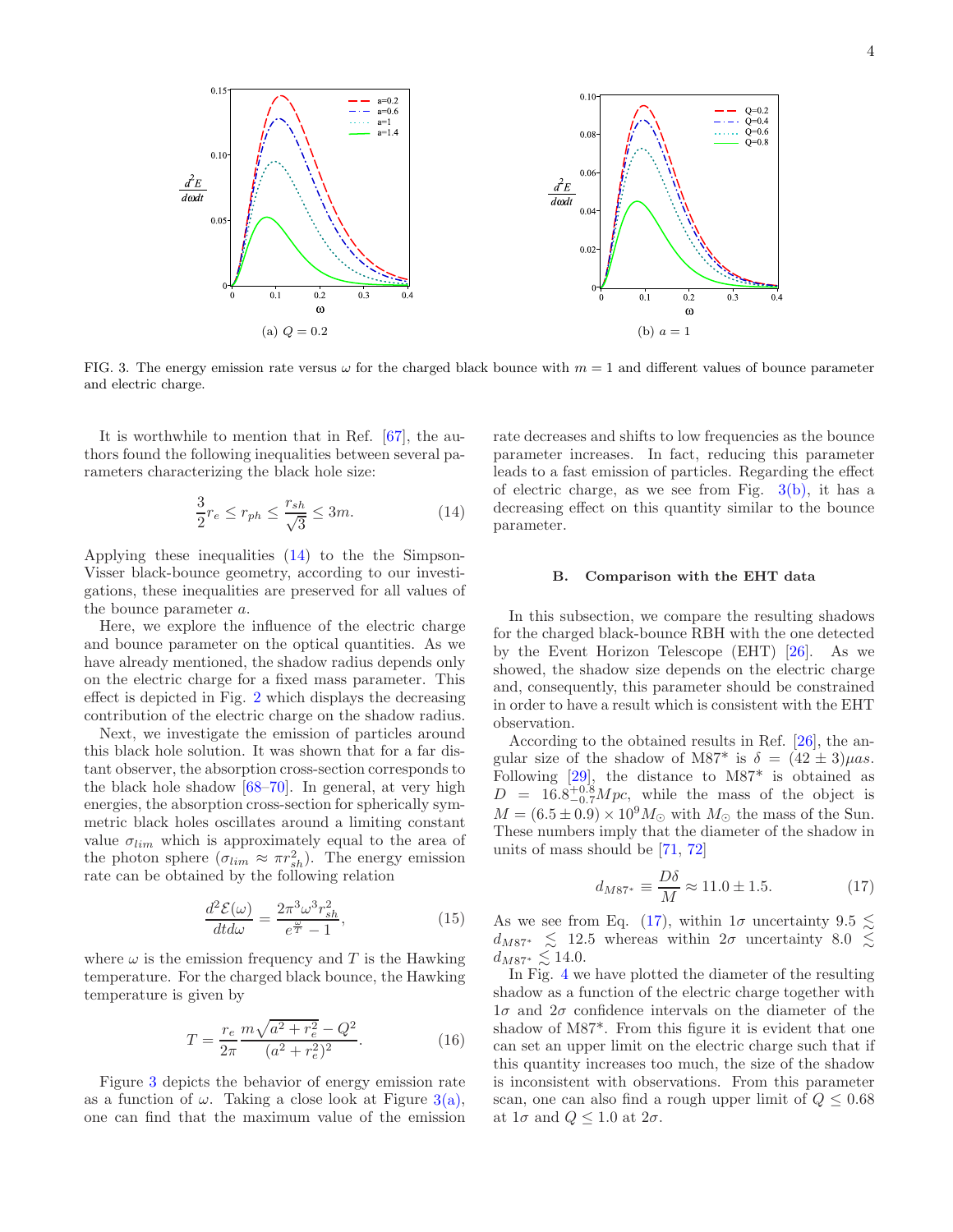(a) $Q = 0.2$

(b) $a = 1$

FIG. 3. The energy emission rate versus $\omega$ for the charged black bounce with $m = 1$ and different values of bounce parameter and electric charge.

It is worthwhile to mention that in Ref. [67], the authors found the following inequalities between several parameters characterizing the black hole size:

$$\frac{3}{2}r_e \leq r_{ph} \leq \frac{r_{sh}}{\sqrt{3}} \leq 3m. \tag{14}$$

Applying these inequalities (14) to the the Simpson-Visser black-bounce geometry, according to our investigations, these inequalities are preserved for all values of the bounce parameter $a$.

Here, we explore the influence of the electric charge and bounce parameter on the optical quantities. As we have already mentioned, the shadow radius depends only on the electric charge for a fixed mass parameter. This effect is depicted in Fig. 2 which displays the decreasing contribution of the electric charge on the shadow radius.

Next, we investigate the emission of particles around this black hole solution. It was shown that for a far distant observer, the absorption cross-section corresponds to the black hole shadow [68–70]. In general, at very high energies, the absorption cross-section for spherically symmetric black holes oscillates around a limiting constant value $\sigma_{lim}$ which is approximately equal to the area of the photon sphere ($\sigma_{lim} \approx \pi r_{sh}^2$). The energy emission rate can be obtained by the following relation

$$\frac{d^2\mathcal{E}(\omega)}{dtd\omega} = \frac{2\pi^3\omega^3 r_{sh}^2}{e^{\frac{\omega}{T}} - 1}, \tag{15}$$

where $\omega$ is the emission frequency and $T$ is the Hawking temperature. For the charged black bounce, the Hawking temperature is given by

$$T = \frac{r_e}{2\pi}\frac{m\sqrt{a^2 + r_e^2} - Q^2}{(a^2 + r_e^2)^2}. \tag{16}$$

Figure 3 depicts the behavior of energy emission rate as a function of $\omega$. Taking a close look at Figure 3(a), one can find that the maximum value of the emission rate decreases and shifts to low frequencies as the bounce parameter increases. In fact, reducing this parameter leads to a fast emission of particles. Regarding the effect of electric charge, as we see from Fig. 3(b), it has a decreasing effect on this quantity similar to the bounce parameter.

### B. Comparison with the EHT data

In this subsection, we compare the resulting shadows for the charged black-bounce RBH with the one detected by the Event Horizon Telescope (EHT) [26]. As we showed, the shadow size depends on the electric charge and, consequently, this parameter should be constrained in order to have a result which is consistent with the EHT observation.

According to the obtained results in Ref. [26], the angular size of the shadow of M87* is $\delta = (42 \pm 3)\mu as$. Following [29], the distance to M87* is obtained as $D = 16.8^{+0.8}_{-0.7}Mpc$, while the mass of the object is $M = (6.5 \pm 0.9) \times 10^9 M_\odot$ with $M_\odot$ the mass of the Sun. These numbers imply that the diameter of the shadow in units of mass should be [71, 72]

$$d_{M87^*} \equiv \frac{D\delta}{M} \approx 11.0 \pm 1.5. \tag{17}$$

As we see from Eq. (17), within $1\sigma$ uncertainty $9.5 \lesssim d_{M87^*} \lesssim 12.5$ whereas within $2\sigma$ uncertainty $8.0 \lesssim d_{M87^*} \lesssim 14.0$.

In Fig. 4 we have plotted the diameter of the resulting shadow as a function of the electric charge together with $1\sigma$ and $2\sigma$ confidence intervals on the diameter of the shadow of M87*. From this figure it is evident that one can set an upper limit on the electric charge such that if this quantity increases too much, the size of the shadow is inconsistent with observations. From this parameter scan, one can also find a rough upper limit of $Q \leq 0.68$ at $1\sigma$ and $Q \leq 1.0$ at $2\sigma$.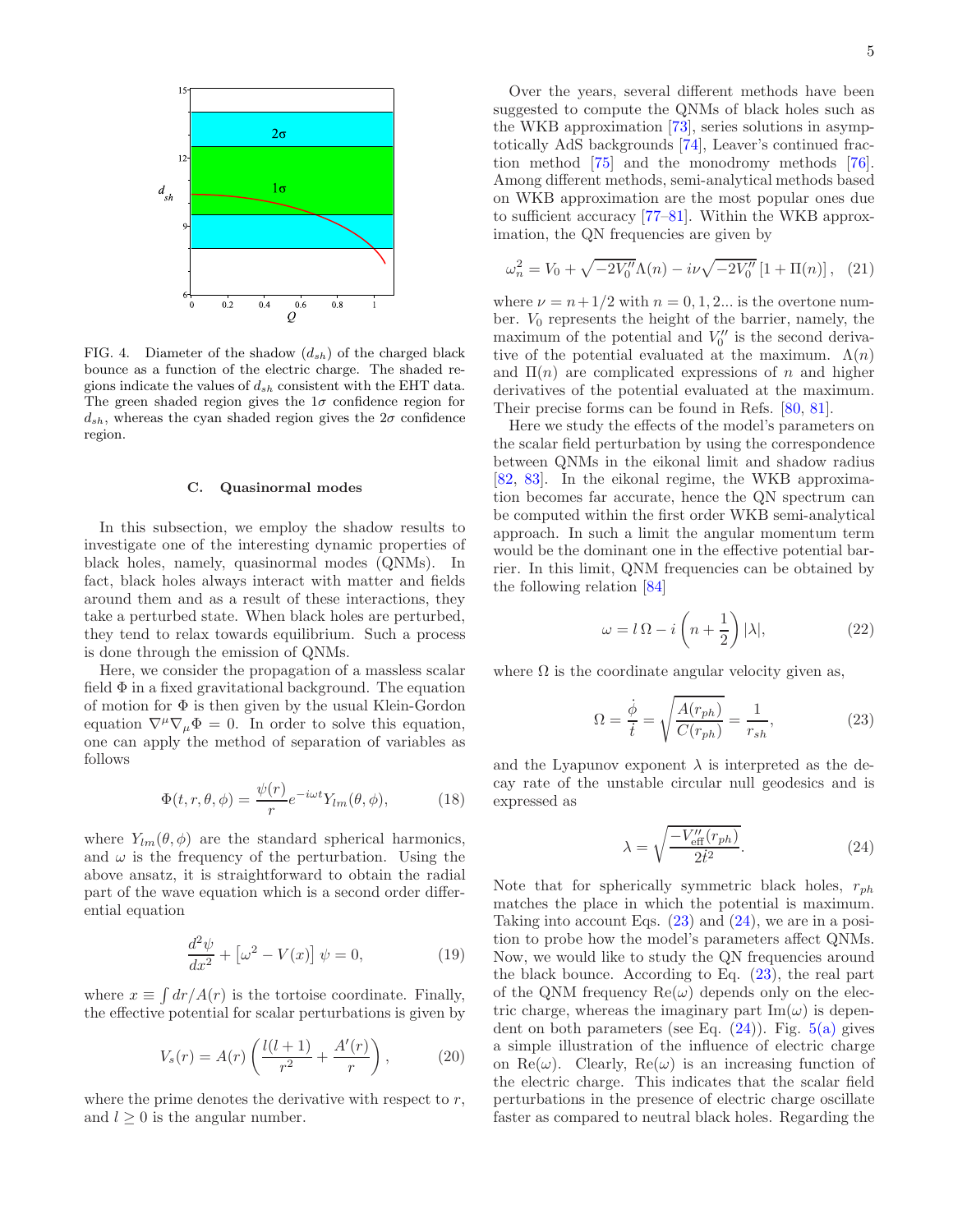FIG. 4. Diameter of the shadow ($d_{sh}$) of the charged black bounce as a function of the electric charge. The shaded regions indicate the values of $d_{sh}$ consistent with the EHT data. The green shaded region gives the $1\sigma$ confidence region for $d_{sh}$, whereas the cyan shaded region gives the $2\sigma$ confidence region.

### C. Quasinormal modes

In this subsection, we employ the shadow results to investigate one of the interesting dynamic properties of black holes, namely, quasinormal modes (QNMs). In fact, black holes always interact with matter and fields around them and as a result of these interactions, they take a perturbed state. When black holes are perturbed, they tend to relax towards equilibrium. Such a process is done through the emission of QNMs.

Here, we consider the propagation of a massless scalar field $\Phi$ in a fixed gravitational background. The equation of motion for $\Phi$ is then given by the usual Klein-Gordon equation $\nabla^{\mu}\nabla_{\mu}\Phi = 0$. In order to solve this equation, one can apply the method of separation of variables as follows

$$\Phi(t, r, \theta, \phi) = \frac{\psi(r)}{r} e^{-i\omega t} Y_{lm}(\theta, \phi), \tag{18}$$

where $Y_{lm}(\theta, \phi)$ are the standard spherical harmonics, and $\omega$ is the frequency of the perturbation. Using the above ansatz, it is straightforward to obtain the radial part of the wave equation which is a second order differential equation

$$\frac{d^2\psi}{dx^2} + \left[\omega^2 - V(x)\right]\psi = 0, \tag{19}$$

where $x \equiv \int dr/A(r)$ is the tortoise coordinate. Finally, the effective potential for scalar perturbations is given by

$$V_s(r) = A(r)\left(\frac{l(l+1)}{r^2} + \frac{A'(r)}{r}\right), \tag{20}$$

where the prime denotes the derivative with respect to $r$, and $l \geq 0$ is the angular number.

Over the years, several different methods have been suggested to compute the QNMs of black holes such as the WKB approximation [73], series solutions in asymptotically AdS backgrounds [74], Leaver's continued fraction method [75] and the monodromy methods [76]. Among different methods, semi-analytical methods based on WKB approximation are the most popular ones due to sufficient accuracy [77–81]. Within the WKB approximation, the QN frequencies are given by

$$\omega_n^2 = V_0 + \sqrt{-2V_0''}\Lambda(n) - i\nu\sqrt{-2V_0''}\left[1 + \Pi(n)\right], \tag{21}$$

where $\nu = n + 1/2$ with $n = 0, 1, 2...$ is the overtone number. $V_0$ represents the height of the barrier, namely, the maximum of the potential and $V_0''$ is the second derivative of the potential evaluated at the maximum. $\Lambda(n)$ and $\Pi(n)$ are complicated expressions of $n$ and higher derivatives of the potential evaluated at the maximum. Their precise forms can be found in Refs. [80, 81].

Here we study the effects of the model's parameters on the scalar field perturbation by using the correspondence between QNMs in the eikonal limit and shadow radius [82, 83]. In the eikonal regime, the WKB approximation becomes far accurate, hence the QN spectrum can be computed within the first order WKB semi-analytical approach. In such a limit the angular momentum term would be the dominant one in the effective potential barrier. In this limit, QNM frequencies can be obtained by the following relation [84]

$$\omega = l\,\Omega - i\left(n + \frac{1}{2}\right)|\lambda|, \tag{22}$$

where $\Omega$ is the coordinate angular velocity given as,

$$\Omega = \frac{\dot{\phi}}{\dot{t}} = \sqrt{\frac{A(r_{ph})}{C(r_{ph})}} = \frac{1}{r_{sh}}, \tag{23}$$

and the Lyapunov exponent $\lambda$ is interpreted as the decay rate of the unstable circular null geodesics and is expressed as

$$\lambda = \sqrt{\frac{-V_{\text{eff}}''(r_{ph})}{2\dot{t}^2}}. \tag{24}$$

Note that for spherically symmetric black holes, $r_{ph}$ matches the place in which the potential is maximum. Taking into account Eqs. (23) and (24), we are in a position to probe how the model's parameters affect QNMs. Now, we would like to study the QN frequencies around the black bounce. According to Eq. (23), the real part of the QNM frequency $\text{Re}(\omega)$ depends only on the electric charge, whereas the imaginary part $\text{Im}(\omega)$ is dependent on both parameters (see Eq. (24)). Fig. 5(a) gives a simple illustration of the influence of electric charge on $\text{Re}(\omega)$. Clearly, $\text{Re}(\omega)$ is an increasing function of the electric charge. This indicates that the scalar field perturbations in the presence of electric charge oscillate faster as compared to neutral black holes. Regarding the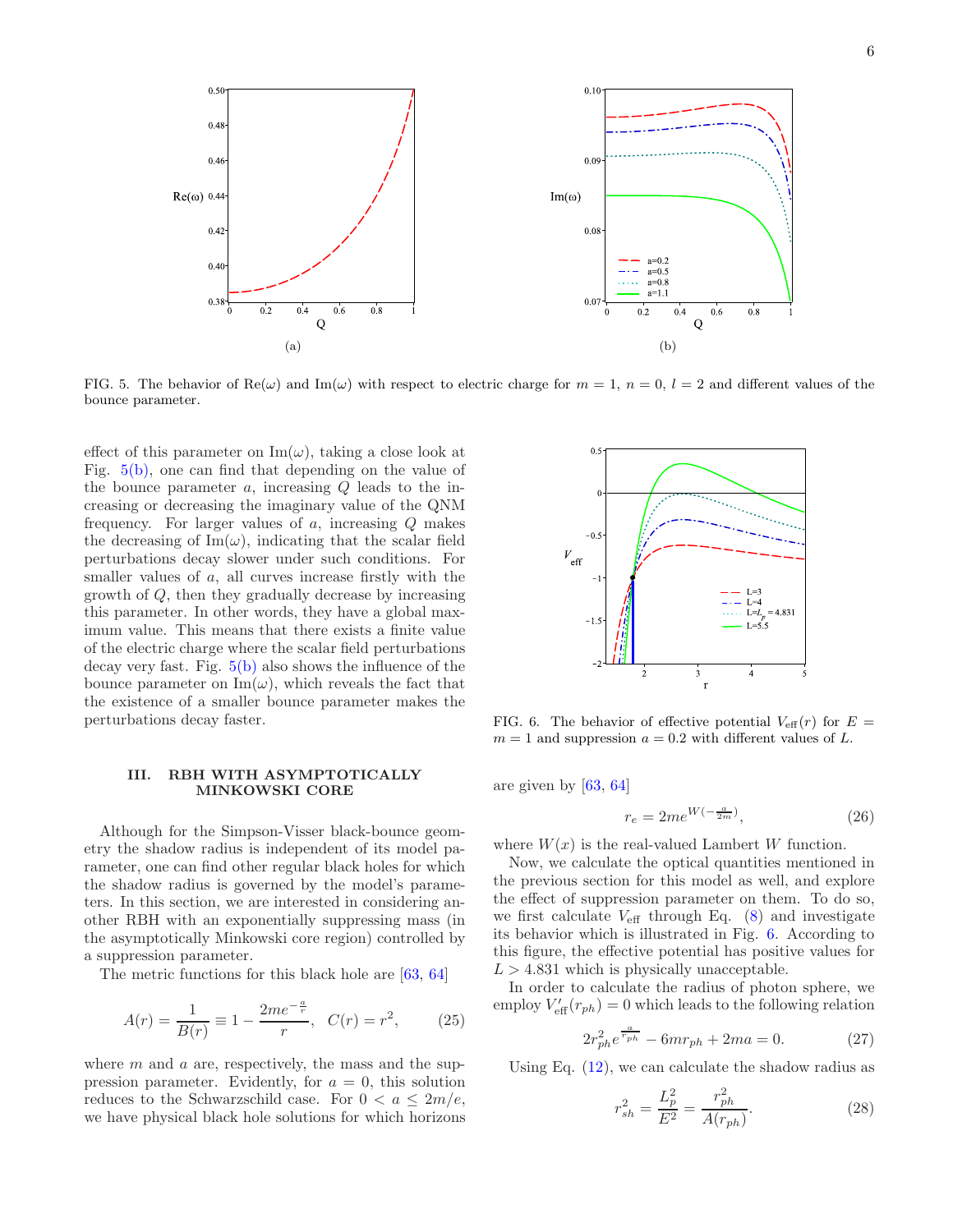FIG. 5. The behavior of $\mathrm{Re}(\omega)$ and $\mathrm{Im}(\omega)$ with respect to electric charge for $m = 1$, $n = 0$, $l = 2$ and different values of the bounce parameter.

effect of this parameter on $\mathrm{Im}(\omega)$, taking a close look at Fig. 5(b), one can find that depending on the value of the bounce parameter $a$, increasing $Q$ leads to the increasing or decreasing the imaginary value of the QNM frequency. For larger values of $a$, increasing $Q$ makes the decreasing of $\mathrm{Im}(\omega)$, indicating that the scalar field perturbations decay slower under such conditions. For smaller values of $a$, all curves increase firstly with the growth of $Q$, then they gradually decrease by increasing this parameter. In other words, they have a global maximum value. This means that there exists a finite value of the electric charge where the scalar field perturbations decay very fast. Fig. 5(b) also shows the influence of the bounce parameter on $\mathrm{Im}(\omega)$, which reveals the fact that the existence of a smaller bounce parameter makes the perturbations decay faster.

## III. RBH WITH ASYMPTOTICALLY MINKOWSKI CORE

Although for the Simpson-Visser black-bounce geometry the shadow radius is independent of its model parameter, one can find other regular black holes for which the shadow radius is governed by the model's parameters. In this section, we are interested in considering another RBH with an exponentially suppressing mass (in the asymptotically Minkowski core region) controlled by a suppression parameter.

The metric functions for this black hole are [63, 64]

$$A(r) = \frac{1}{B(r)} \equiv 1 - \frac{2me^{-\frac{a}{r}}}{r}, \quad C(r) = r^2, \tag{25}$$

where $m$ and $a$ are, respectively, the mass and the suppression parameter. Evidently, for $a = 0$, this solution reduces to the Schwarzschild case. For $0 < a \leq 2m/e$, we have physical black hole solutions for which horizons are given by [63, 64]

$$r_e = 2me^{W(-\frac{a}{2m})}, \tag{26}$$

where $W(x)$ is the real-valued Lambert $W$ function.

FIG. 6. The behavior of effective potential $V_{\rm eff}(r)$ for $E = m = 1$ and suppression $a = 0.2$ with different values of $L$.

Now, we calculate the optical quantities mentioned in the previous section for this model as well, and explore the effect of suppression parameter on them. To do so, we first calculate $V_{\rm eff}$ through Eq. (8) and investigate its behavior which is illustrated in Fig. 6. According to this figure, the effective potential has positive values for $L > 4.831$ which is physically unacceptable.

In order to calculate the radius of photon sphere, we employ $V'_{\rm eff}(r_{ph}) = 0$ which leads to the following relation

$$2r_{ph}^2 e^{\frac{a}{r_{ph}}} - 6mr_{ph} + 2ma = 0. \tag{27}$$

Using Eq. (12), we can calculate the shadow radius as

$$r_{sh}^2 = \frac{L_p^2}{E^2} = \frac{r_{ph}^2}{A(r_{ph})}. \tag{28}$$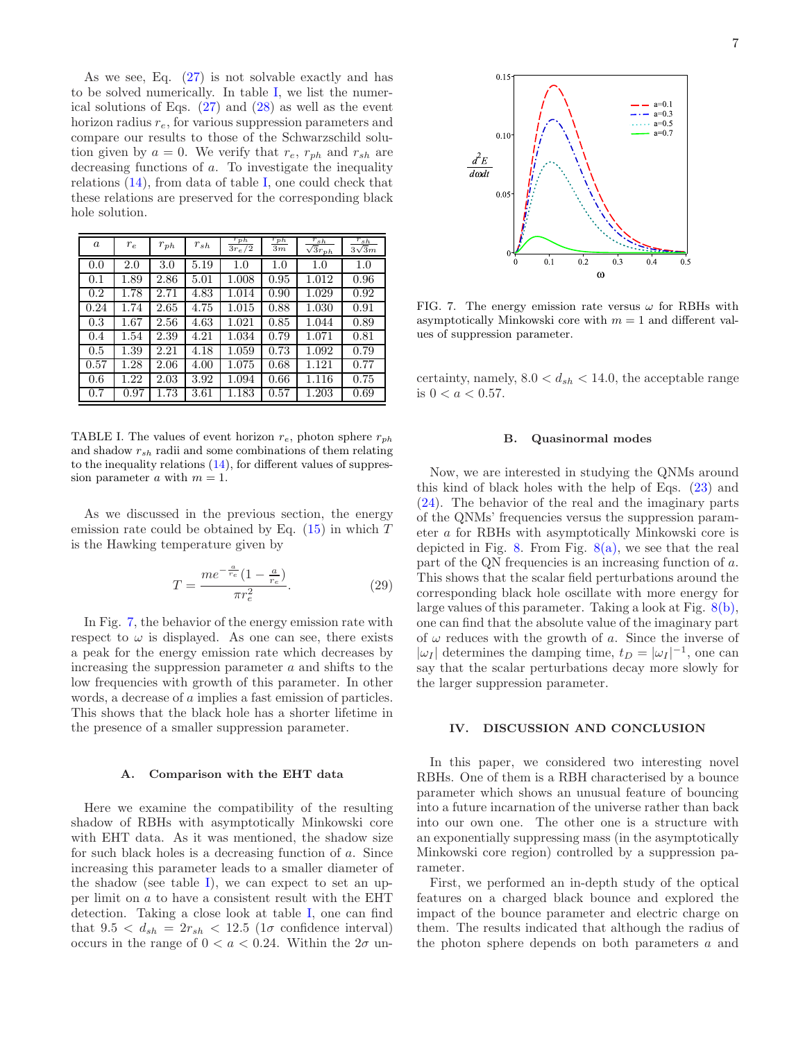As we see, Eq. (27) is not solvable exactly and has to be solved numerically. In table I, we list the numerical solutions of Eqs. (27) and (28) as well as the event horizon radius $r_e$, for various suppression parameters and compare our results to those of the Schwarzschild solution given by $a = 0$. We verify that $r_e$, $r_{ph}$ and $r_{sh}$ are decreasing functions of $a$. To investigate the inequality relations (14), from data of table I, one could check that these relations are preserved for the corresponding black hole solution.

| $a$ | $r_e$ | $r_{ph}$ | $r_{sh}$ | $\frac{r_{ph}}{3r_e/2}$ | $\frac{r_{ph}}{3m}$ | $\frac{r_{sh}}{\sqrt{3}r_{ph}}$ | $\frac{r_{sh}}{3\sqrt{3}m}$ |
|---|---|---|---|---|---|---|---|
| 0.0 | 2.0 | 3.0 | 5.19 | 1.0 | 1.0 | 1.0 | 1.0 |
| 0.1 | 1.89 | 2.86 | 5.01 | 1.008 | 0.95 | 1.012 | 0.96 |
| 0.2 | 1.78 | 2.71 | 4.83 | 1.014 | 0.90 | 1.029 | 0.92 |
| 0.24 | 1.74 | 2.65 | 4.75 | 1.015 | 0.88 | 1.030 | 0.91 |
| 0.3 | 1.67 | 2.56 | 4.63 | 1.021 | 0.85 | 1.044 | 0.89 |
| 0.4 | 1.54 | 2.39 | 4.21 | 1.034 | 0.79 | 1.071 | 0.81 |
| 0.5 | 1.39 | 2.21 | 4.18 | 1.059 | 0.73 | 1.092 | 0.79 |
| 0.57 | 1.28 | 2.06 | 4.00 | 1.075 | 0.68 | 1.121 | 0.77 |
| 0.6 | 1.22 | 2.03 | 3.92 | 1.094 | 0.66 | 1.116 | 0.75 |
| 0.7 | 0.97 | 1.73 | 3.61 | 1.183 | 0.57 | 1.203 | 0.69 |

TABLE I. The values of event horizon $r_e$, photon sphere $r_{ph}$ and shadow $r_{sh}$ radii and some combinations of them relating to the inequality relations (14), for different values of suppression parameter $a$ with $m = 1$.

As we discussed in the previous section, the energy emission rate could be obtained by Eq. (15) in which $T$ is the Hawking temperature given by

$$T = \frac{me^{-\frac{a}{r_e}}(1-\frac{a}{r_e})}{\pi r_e^2}. \tag{29}$$

In Fig. 7, the behavior of the energy emission rate with respect to $\omega$ is displayed. As one can see, there exists a peak for the energy emission rate which decreases by increasing the suppression parameter $a$ and shifts to the low frequencies with growth of this parameter. In other words, a decrease of $a$ implies a fast emission of particles. This shows that the black hole has a shorter lifetime in the presence of a smaller suppression parameter.

### A. Comparison with the EHT data

Here we examine the compatibility of the resulting shadow of RBHs with asymptotically Minkowski core with EHT data. As it was mentioned, the shadow size for such black holes is a decreasing function of $a$. Since increasing this parameter leads to a smaller diameter of the shadow (see table I), we can expect to set an upper limit on $a$ to have a consistent result with the EHT detection. Taking a close look at table I, one can find that $9.5 < d_{sh} = 2r_{sh} < 12.5$ ($1\sigma$ confidence interval) occurs in the range of $0 < a < 0.24$. Within the $2\sigma$ uncertainty, namely, $8.0 < d_{sh} < 14.0$, the acceptable range is $0 < a < 0.57$.

FIG. 7. The energy emission rate versus $\omega$ for RBHs with asymptotically Minkowski core with $m = 1$ and different values of suppression parameter.

### B. Quasinormal modes

Now, we are interested in studying the QNMs around this kind of black holes with the help of Eqs. (23) and (24). The behavior of the real and the imaginary parts of the QNMs' frequencies versus the suppression parameter $a$ for RBHs with asymptotically Minkowski core is depicted in Fig. 8. From Fig. 8(a), we see that the real part of the QN frequencies is an increasing function of $a$. This shows that the scalar field perturbations around the corresponding black hole oscillate with more energy for large values of this parameter. Taking a look at Fig. 8(b), one can find that the absolute value of the imaginary part of $\omega$ reduces with the growth of $a$. Since the inverse of $|\omega_I|$ determines the damping time, $t_D = |\omega_I|^{-1}$, one can say that the scalar perturbations decay more slowly for the larger suppression parameter.

## IV. DISCUSSION AND CONCLUSION

In this paper, we considered two interesting novel RBHs. One of them is a RBH characterised by a bounce parameter which shows an unusual feature of bouncing into a future incarnation of the universe rather than back into our own one. The other one is a structure with an exponentially suppressing mass (in the asymptotically Minkowski core region) controlled by a suppression parameter.

First, we performed an in-depth study of the optical features on a charged black bounce and explored the impact of the bounce parameter and electric charge on them. The results indicated that although the radius of the photon sphere depends on both parameters $a$ and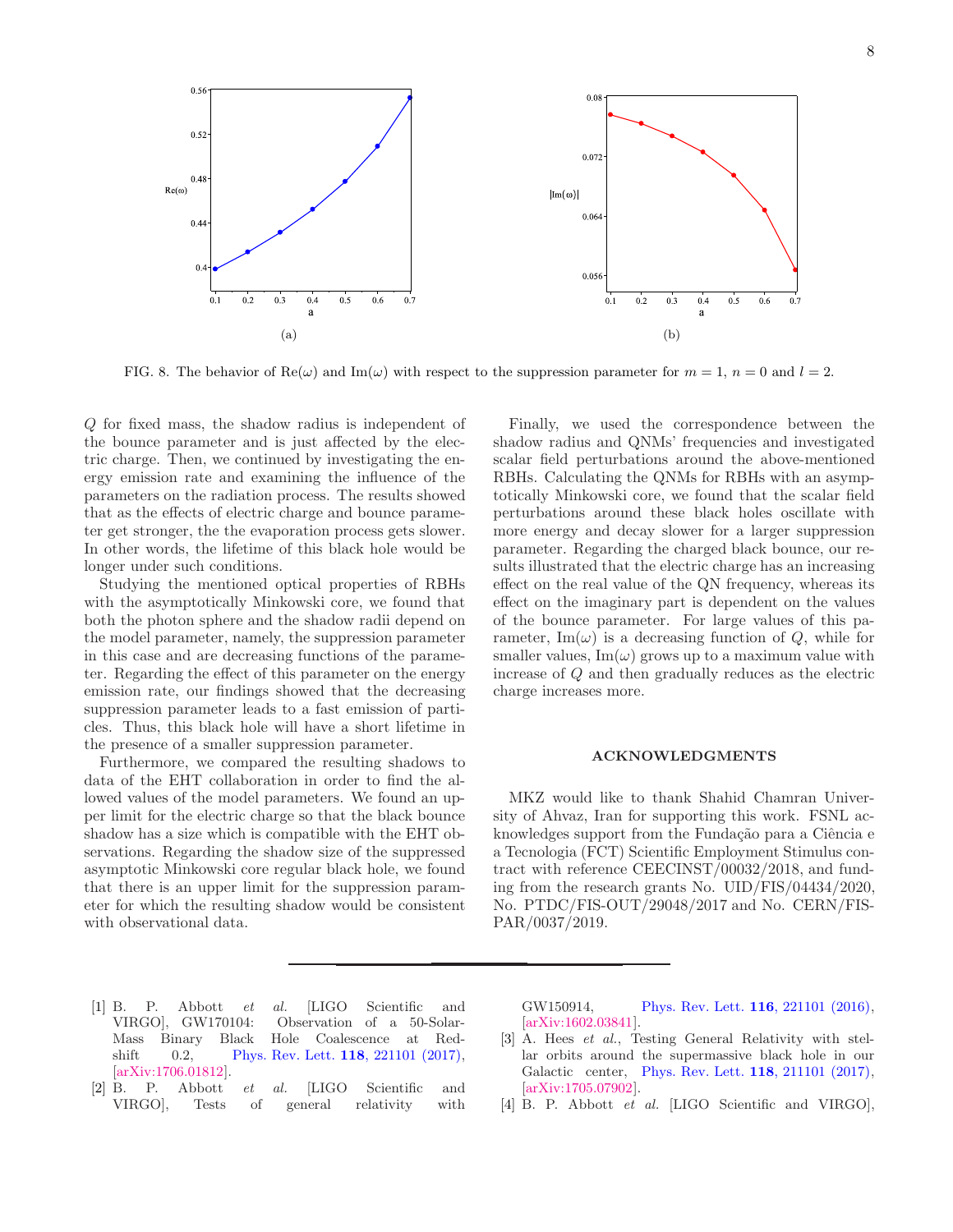FIG. 8. The behavior of Re($\omega$) and Im($\omega$) with respect to the suppression parameter for $m = 1$, $n = 0$ and $l = 2$.

$Q$ for fixed mass, the shadow radius is independent of the bounce parameter and is just affected by the electric charge. Then, we continued by investigating the energy emission rate and examining the influence of the parameters on the radiation process. The results showed that as the effects of electric charge and bounce parameter get stronger, the the evaporation process gets slower. In other words, the lifetime of this black hole would be longer under such conditions.

Studying the mentioned optical properties of RBHs with the asymptotically Minkowski core, we found that both the photon sphere and the shadow radii depend on the model parameter, namely, the suppression parameter in this case and are decreasing functions of the parameter. Regarding the effect of this parameter on the energy emission rate, our findings showed that the decreasing suppression parameter leads to a fast emission of particles. Thus, this black hole will have a short lifetime in the presence of a smaller suppression parameter.

Furthermore, we compared the resulting shadows to data of the EHT collaboration in order to find the allowed values of the model parameters. We found an upper limit for the electric charge so that the black bounce shadow has a size which is compatible with the EHT observations. Regarding the shadow size of the suppressed asymptotic Minkowski core regular black hole, we found that there is an upper limit for the suppression parameter for which the resulting shadow would be consistent with observational data.

Finally, we used the correspondence between the shadow radius and QNMs' frequencies and investigated scalar field perturbations around the above-mentioned RBHs. Calculating the QNMs for RBHs with an asymptotically Minkowski core, we found that the scalar field perturbations around these black holes oscillate with more energy and decay slower for a larger suppression parameter. Regarding the charged black bounce, our results illustrated that the electric charge has an increasing effect on the real value of the QN frequency, whereas its effect on the imaginary part is dependent on the values of the bounce parameter. For large values of this parameter, Im($\omega$) is a decreasing function of $Q$, while for smaller values, Im($\omega$) grows up to a maximum value with increase of $Q$ and then gradually reduces as the electric charge increases more.

## ACKNOWLEDGMENTS

MKZ would like to thank Shahid Chamran University of Ahvaz, Iran for supporting this work. FSNL acknowledges support from the Fundação para a Ciência e a Tecnologia (FCT) Scientific Employment Stimulus contract with reference CEECINST/00032/2018, and funding from the research grants No. UID/FIS/04434/2020, No. PTDC/FIS-OUT/29048/2017 and No. CERN/FIS-PAR/0037/2019.

---

[1] B. P. Abbott *et al.* [LIGO Scientific and VIRGO], GW170104: Observation of a 50-Solar-Mass Binary Black Hole Coalescence at Redshift 0.2, Phys. Rev. Lett. **118**, 221101 (2017), [arXiv:1706.01812].

[2] B. P. Abbott *et al.* [LIGO Scientific and VIRGO], Tests of general relativity with GW150914, Phys. Rev. Lett. **116**, 221101 (2016), [arXiv:1602.03841].

[3] A. Hees *et al.*, Testing General Relativity with stellar orbits around the supermassive black hole in our Galactic center, Phys. Rev. Lett. **118**, 211101 (2017), [arXiv:1705.07902].

[4] B. P. Abbott *et al.* [LIGO Scientific and VIRGO],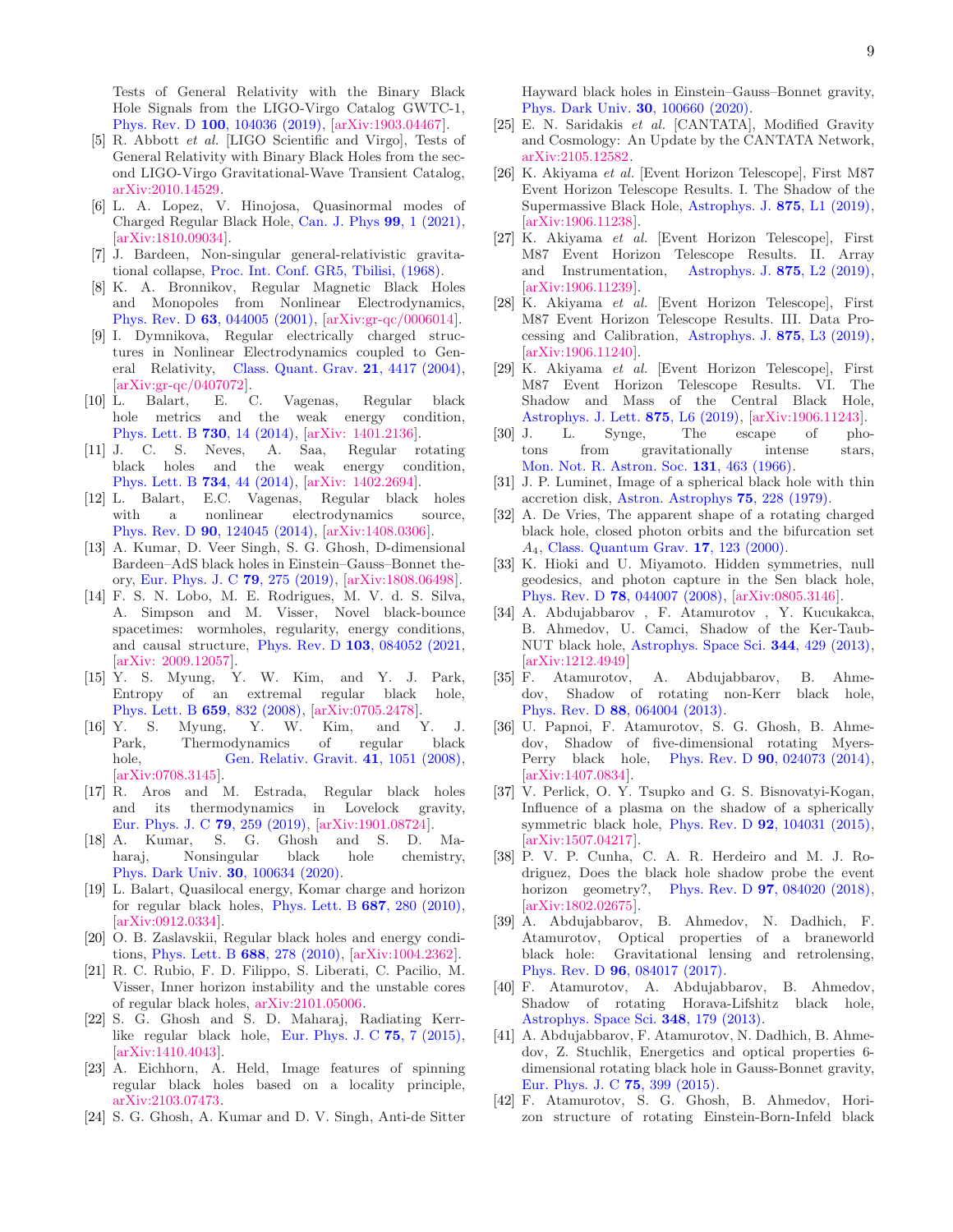Tests of General Relativity with the Binary Black Hole Signals from the LIGO-Virgo Catalog GWTC-1, Phys. Rev. D **100**, 104036 (2019), [arXiv:1903.04467].

[5] R. Abbott *et al.* [LIGO Scientific and Virgo], Tests of General Relativity with Binary Black Holes from the second LIGO-Virgo Gravitational-Wave Transient Catalog, arXiv:2010.14529.

[6] L. A. Lopez, V. Hinojosa, Quasinormal modes of Charged Regular Black Hole, Can. J. Phys **99**, 1 (2021), [arXiv:1810.09034].

[7] J. Bardeen, Non-singular general-relativistic gravitational collapse, Proc. Int. Conf. GR5, Tbilisi, (1968).

[8] K. A. Bronnikov, Regular Magnetic Black Holes and Monopoles from Nonlinear Electrodynamics, Phys. Rev. D **63**, 044005 (2001), [arXiv:gr-qc/0006014].

[9] I. Dymnikova, Regular electrically charged structures in Nonlinear Electrodynamics coupled to General Relativity, Class. Quant. Grav. **21**, 4417 (2004), [arXiv:gr-qc/0407072].

[10] L. Balart, E. C. Vagenas, Regular black hole metrics and the weak energy condition, Phys. Lett. B **730**, 14 (2014), [arXiv: 1401.2136].

[11] J. C. S. Neves, A. Saa, Regular rotating black holes and the weak energy condition, Phys. Lett. B **734**, 44 (2014), [arXiv: 1402.2694].

[12] L. Balart, E.C. Vagenas, Regular black holes with a nonlinear electrodynamics source, Phys. Rev. D **90**, 124045 (2014), [arXiv:1408.0306].

[13] A. Kumar, D. Veer Singh, S. G. Ghosh, D-dimensional Bardeen–AdS black holes in Einstein–Gauss–Bonnet theory, Eur. Phys. J. C **79**, 275 (2019), [arXiv:1808.06498].

[14] F. S. N. Lobo, M. E. Rodrigues, M. V. d. S. Silva, A. Simpson and M. Visser, Novel black-bounce spacetimes: wormholes, regularity, energy conditions, and causal structure, Phys. Rev. D **103**, 084052 (2021, [arXiv: 2009.12057].

[15] Y. S. Myung, Y. W. Kim, and Y. J. Park, Entropy of an extremal regular black hole, Phys. Lett. B **659**, 832 (2008), [arXiv:0705.2478].

[16] Y. S. Myung, Y. W. Kim, and Y. J. Park, Thermodynamics of regular black hole, Gen. Relativ. Gravit. **41**, 1051 (2008), [arXiv:0708.3145].

[17] R. Aros and M. Estrada, Regular black holes and its thermodynamics in Lovelock gravity, Eur. Phys. J. C **79**, 259 (2019), [arXiv:1901.08724].

[18] A. Kumar, S. G. Ghosh and S. D. Maharaj, Nonsingular black hole chemistry, Phys. Dark Univ. **30**, 100634 (2020).

[19] L. Balart, Quasilocal energy, Komar charge and horizon for regular black holes, Phys. Lett. B **687**, 280 (2010), [arXiv:0912.0334].

[20] O. B. Zaslavskii, Regular black holes and energy conditions, Phys. Lett. B **688**, 278 (2010), [arXiv:1004.2362].

[21] R. C. Rubio, F. D. Filippo, S. Liberati, C. Pacilio, M. Visser, Inner horizon instability and the unstable cores of regular black holes, arXiv:2101.05006.

[22] S. G. Ghosh and S. D. Maharaj, Radiating Kerr-like regular black hole, Eur. Phys. J. C **75**, 7 (2015), [arXiv:1410.4043].

[23] A. Eichhorn, A. Held, Image features of spinning regular black holes based on a locality principle, arXiv:2103.07473.

[24] S. G. Ghosh, A. Kumar and D. V. Singh, Anti-de Sitter Hayward black holes in Einstein–Gauss–Bonnet gravity, Phys. Dark Univ. **30**, 100660 (2020).

[25] E. N. Saridakis *et al.* [CANTATA], Modified Gravity and Cosmology: An Update by the CANTATA Network, arXiv:2105.12582.

[26] K. Akiyama *et al.* [Event Horizon Telescope], First M87 Event Horizon Telescope Results. I. The Shadow of the Supermassive Black Hole, Astrophys. J. **875**, L1 (2019), [arXiv:1906.11238].

[27] K. Akiyama *et al.* [Event Horizon Telescope], First M87 Event Horizon Telescope Results. II. Array and Instrumentation, Astrophys. J. **875**, L2 (2019), [arXiv:1906.11239].

[28] K. Akiyama *et al.* [Event Horizon Telescope], First M87 Event Horizon Telescope Results. III. Data Processing and Calibration, Astrophys. J. **875**, L3 (2019), [arXiv:1906.11240].

[29] K. Akiyama *et al.* [Event Horizon Telescope], First M87 Event Horizon Telescope Results. VI. The Shadow and Mass of the Central Black Hole, Astrophys. J. Lett. **875**, L6 (2019), [arXiv:1906.11243].

[30] J. L. Synge, The escape of photons from gravitationally intense stars, Mon. Not. R. Astron. Soc. **131**, 463 (1966).

[31] J. P. Luminet, Image of a spherical black hole with thin accretion disk, Astron. Astrophys **75**, 228 (1979).

[32] A. De Vries, The apparent shape of a rotating charged black hole, closed photon orbits and the bifurcation set $A_4$, Class. Quantum Grav. **17**, 123 (2000).

[33] K. Hioki and U. Miyamoto. Hidden symmetries, null geodesics, and photon capture in the Sen black hole, Phys. Rev. D **78**, 044007 (2008), [arXiv:0805.3146].

[34] A. Abdujabbarov , F. Atamurotov , Y. Kucukakca, B. Ahmedov, U. Camci, Shadow of the Ker-Taub-NUT black hole, Astrophys. Space Sci. **344**, 429 (2013), [arXiv:1212.4949]

[35] F. Atamurotov, A. Abdujabbarov, B. Ahmedov, Shadow of rotating non-Kerr black hole, Phys. Rev. D **88**, 064004 (2013).

[36] U. Papnoi, F. Atamurotov, S. G. Ghosh, B. Ahmedov, Shadow of five-dimensional rotating Myers-Perry black hole, Phys. Rev. D **90**, 024073 (2014), [arXiv:1407.0834].

[37] V. Perlick, O. Y. Tsupko and G. S. Bisnovatyi-Kogan, Influence of a plasma on the shadow of a spherically symmetric black hole, Phys. Rev. D **92**, 104031 (2015), [arXiv:1507.04217].

[38] P. V. P. Cunha, C. A. R. Herdeiro and M. J. Rodriguez, Does the black hole shadow probe the event horizon geometry?, Phys. Rev. D **97**, 084020 (2018), [arXiv:1802.02675].

[39] A. Abdujabbarov, B. Ahmedov, N. Dadhich, F. Atamurotov, Optical properties of a braneworld black hole: Gravitational lensing and retrolensing, Phys. Rev. D **96**, 084017 (2017).

[40] F. Atamurotov, A. Abdujabbarov, B. Ahmedov, Shadow of rotating Horava-Lifshitz black hole, Astrophys. Space Sci. **348**, 179 (2013).

[41] A. Abdujabbarov, F. Atamurotov, N. Dadhich, B. Ahmedov, Z. Stuchlik, Energetics and optical properties 6-dimensional rotating black hole in Gauss-Bonnet gravity, Eur. Phys. J. C **75**, 399 (2015).

[42] F. Atamurotov, S. G. Ghosh, B. Ahmedov, Horizon structure of rotating Einstein-Born-Infeld black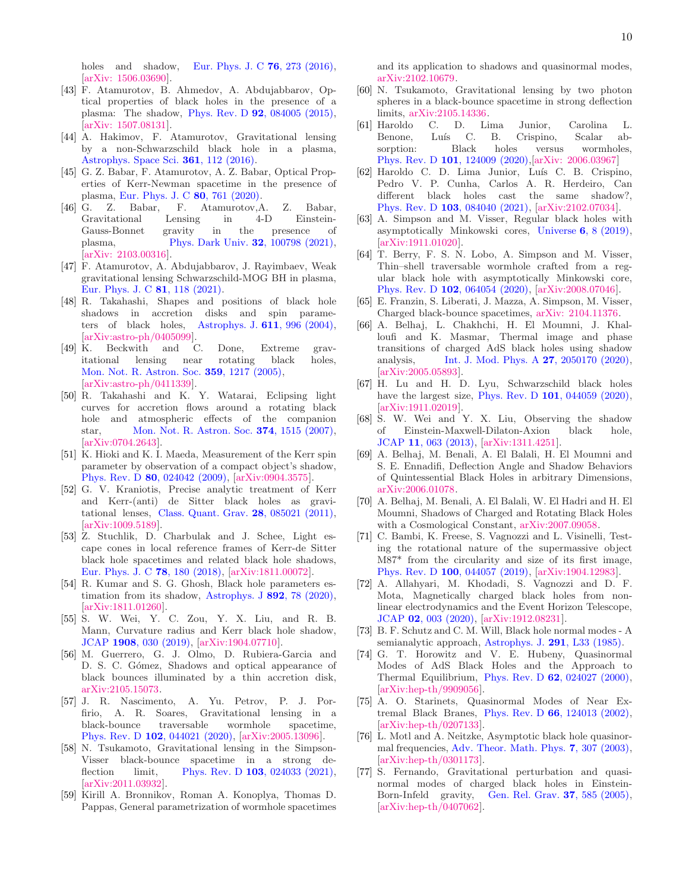holes and shadow, Eur. Phys. J. C **76**, 273 (2016), [arXiv: 1506.03690].

[43] F. Atamurotov, B. Ahmedov, A. Abdujabbarov, Optical properties of black holes in the presence of a plasma: The shadow, Phys. Rev. D **92**, 084005 (2015), [arXiv: 1507.08131].

[44] A. Hakimov, F. Atamurotov, Gravitational lensing by a non-Schwarzschild black hole in a plasma, Astrophys. Space Sci. **361**, 112 (2016).

[45] G. Z. Babar, F. Atamurotov, A. Z. Babar, Optical Properties of Kerr-Newman spacetime in the presence of plasma, Eur. Phys. J. C **80**, 761 (2020).

[46] G. Z. Babar, F. Atamurotov,A. Z. Babar, Gravitational Lensing in 4-D Einstein-Gauss-Bonnet gravity in the presence of plasma, Phys. Dark Univ. **32**, 100798 (2021), [arXiv: 2103.00316].

[47] F. Atamurotov, A. Abdujabbarov, J. Rayimbaev, Weak gravitational lensing Schwarzschild-MOG BH in plasma, Eur. Phys. J. C **81**, 118 (2021).

[48] R. Takahashi, Shapes and positions of black hole shadows in accretion disks and spin parameters of black holes, Astrophys. J. **611**, 996 (2004), [arXiv:astro-ph/0405099].

[49] K. Beckwith and C. Done, Extreme gravitational lensing near rotating black holes, Mon. Not. R. Astron. Soc. **359**, 1217 (2005), [arXiv:astro-ph/0411339].

[50] R. Takahashi and K. Y. Watarai, Eclipsing light curves for accretion flows around a rotating black hole and atmospheric effects of the companion star, Mon. Not. R. Astron. Soc. **374**, 1515 (2007), [arXiv:0704.2643].

[51] K. Hioki and K. I. Maeda, Measurement of the Kerr spin parameter by observation of a compact object's shadow, Phys. Rev. D **80**, 024042 (2009), [arXiv:0904.3575].

[52] G. V. Kraniotis, Precise analytic treatment of Kerr and Kerr-(anti) de Sitter black holes as gravitational lenses, Class. Quant. Grav. **28**, 085021 (2011), [arXiv:1009.5189].

[53] Z. Stuchlik, D. Charbulak and J. Schee, Light escape cones in local reference frames of Kerr-de Sitter black hole spacetimes and related black hole shadows, Eur. Phys. J. C **78**, 180 (2018), [arXiv:1811.00072].

[54] R. Kumar and S. G. Ghosh, Black hole parameters estimation from its shadow, Astrophys. J **892**, 78 (2020), [arXiv:1811.01260].

[55] S. W. Wei, Y. C. Zou, Y. X. Liu, and R. B. Mann, Curvature radius and Kerr black hole shadow, JCAP **1908**, 030 (2019), [arXiv:1904.07710].

[56] M. Guerrero, G. J. Olmo, D. Rubiera-Garcia and D. S. C. Gómez, Shadows and optical appearance of black bounces illuminated by a thin accretion disk, arXiv:2105.15073.

[57] J. R. Nascimento, A. Yu. Petrov, P. J. Porfirio, A. R. Soares, Gravitational lensing in a black-bounce traversable wormhole spacetime, Phys. Rev. D **102**, 044021 (2020), [arXiv:2005.13096].

[58] N. Tsukamoto, Gravitational lensing in the Simpson-Visser black-bounce spacetime in a strong deflection limit, Phys. Rev. D **103**, 024033 (2021), [arXiv:2011.03932].

[59] Kirill A. Bronnikov, Roman A. Konoplya, Thomas D. Pappas, General parametrization of wormhole spacetimes and its application to shadows and quasinormal modes, arXiv:2102.10679.

[60] N. Tsukamoto, Gravitational lensing by two photon spheres in a black-bounce spacetime in strong deflection limits, arXiv:2105.14336.

[61] Haroldo C. D. Lima Junior, Carolina L. Benone, Luís C. B. Crispino, Scalar absorption: Black holes versus wormholes, Phys. Rev. D **101**, 124009 (2020),[arXiv: 2006.03967]

[62] Haroldo C. D. Lima Junior, Luís C. B. Crispino, Pedro V. P. Cunha, Carlos A. R. Herdeiro, Can different black holes cast the same shadow?, Phys. Rev. D **103**, 084040 (2021), [arXiv:2102.07034].

[63] A. Simpson and M. Visser, Regular black holes with asymptotically Minkowski cores, Universe **6**, 8 (2019), [arXiv:1911.01020].

[64] T. Berry, F. S. N. Lobo, A. Simpson and M. Visser, Thin–shell traversable wormhole crafted from a regular black hole with asymptotically Minkowski core, Phys. Rev. D **102**, 064054 (2020), [arXiv:2008.07046].

[65] E. Franzin, S. Liberati, J. Mazza, A. Simpson, M. Visser, Charged black-bounce spacetimes, arXiv: 2104.11376.

[66] A. Belhaj, L. Chakhchi, H. El Moumni, J. Khalloufi and K. Masmar, Thermal image and phase transitions of charged AdS black holes using shadow analysis, Int. J. Mod. Phys. A **27**, 2050170 (2020), [arXiv:2005.05893].

[67] H. Lu and H. D. Lyu, Schwarzschild black holes have the largest size, Phys. Rev. D **101**, 044059 (2020), [arXiv:1911.02019].

[68] S. W. Wei and Y. X. Liu, Observing the shadow of Einstein-Maxwell-Dilaton-Axion black hole, JCAP **11**, 063 (2013), [arXiv:1311.4251].

[69] A. Belhaj, M. Benali, A. El Balali, H. El Moumni and S. E. Ennadifi, Deflection Angle and Shadow Behaviors of Quintessential Black Holes in arbitrary Dimensions, arXiv:2006.01078.

[70] A. Belhaj, M. Benali, A. El Balali, W. El Hadri and H. El Moumni, Shadows of Charged and Rotating Black Holes with a Cosmological Constant, arXiv:2007.09058.

[71] C. Bambi, K. Freese, S. Vagnozzi and L. Visinelli, Testing the rotational nature of the supermassive object M87* from the circularity and size of its first image, Phys. Rev. D **100**, 044057 (2019), [arXiv:1904.12983].

[72] A. Allahyari, M. Khodadi, S. Vagnozzi and D. F. Mota, Magnetically charged black holes from nonlinear electrodynamics and the Event Horizon Telescope, JCAP **02**, 003 (2020), [arXiv:1912.08231].

[73] B. F. Schutz and C. M. Will, Black hole normal modes - A semianalytic approach, Astrophys. J. **291**, L33 (1985).

[74] G. T. Horowitz and V. E. Hubeny, Quasinormal Modes of AdS Black Holes and the Approach to Thermal Equilibrium, Phys. Rev. D **62**, 024027 (2000), [arXiv:hep-th/9909056].

[75] A. O. Starinets, Quasinormal Modes of Near Extremal Black Branes, Phys. Rev. D **66**, 124013 (2002), [arXiv:hep-th/0207133].

[76] L. Motl and A. Neitzke, Asymptotic black hole quasinormal frequencies, Adv. Theor. Math. Phys. **7**, 307 (2003), [arXiv:hep-th/0301173].

[77] S. Fernando, Gravitational perturbation and quasinormal modes of charged black holes in Einstein-Born-Infeld gravity, Gen. Rel. Grav. **37**, 585 (2005), [arXiv:hep-th/0407062].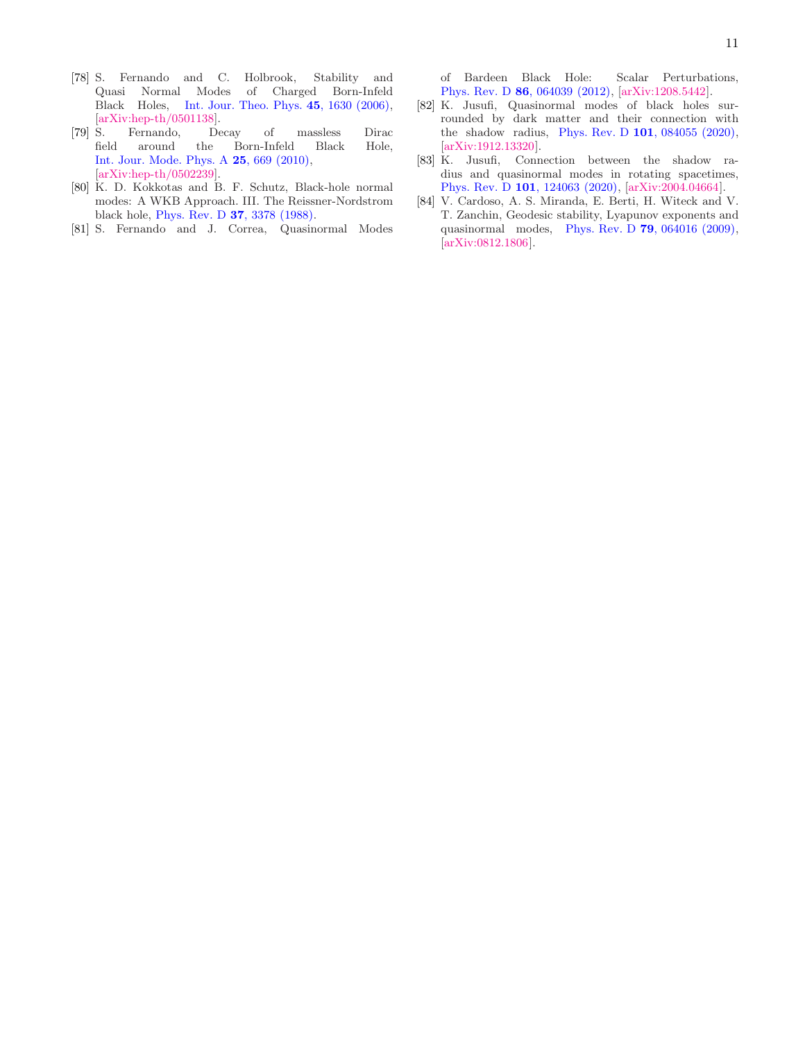[78] S. Fernando and C. Holbrook, Stability and Quasi Normal Modes of Charged Born-Infeld Black Holes, Int. Jour. Theo. Phys. **45**, 1630 (2006), [arXiv:hep-th/0501138].

[79] S. Fernando, Decay of massless Dirac field around the Born-Infeld Black Hole, Int. Jour. Mode. Phys. A **25**, 669 (2010), [arXiv:hep-th/0502239].

[80] K. D. Kokkotas and B. F. Schutz, Black-hole normal modes: A WKB Approach. III. The Reissner-Nordstrom black hole, Phys. Rev. D **37**, 3378 (1988).

[81] S. Fernando and J. Correa, Quasinormal Modes of Bardeen Black Hole: Scalar Perturbations, Phys. Rev. D **86**, 064039 (2012), [arXiv:1208.5442].

[82] K. Jusufi, Quasinormal modes of black holes surrounded by dark matter and their connection with the shadow radius, Phys. Rev. D **101**, 084055 (2020), [arXiv:1912.13320].

[83] K. Jusufi, Connection between the shadow radius and quasinormal modes in rotating spacetimes, Phys. Rev. D **101**, 124063 (2020), [arXiv:2004.04664].

[84] V. Cardoso, A. S. Miranda, E. Berti, H. Witeck and V. T. Zanchin, Geodesic stability, Lyapunov exponents and quasinormal modes, Phys. Rev. D **79**, 064016 (2009), [arXiv:0812.1806].